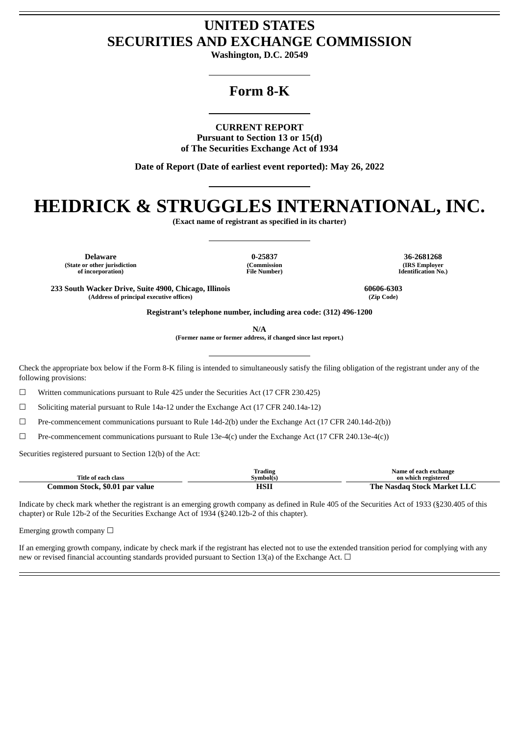# UNITED STATES
# SECURITIES AND EXCHANGE COMMISSION

**Washington, D.C. 20549**

## Form 8-K

**CURRENT REPORT**
**Pursuant to Section 13 or 15(d)**
**of The Securities Exchange Act of 1934**

**Date of Report (Date of earliest event reported): May 26, 2022**

# HEIDRICK & STRUGGLES INTERNATIONAL, INC.

**(Exact name of registrant as specified in its charter)**

| **Delaware** | **0-25837** | **36-2681268** |
|---|---|---|
| **(State or other jurisdiction of incorporation)** | **(Commission File Number)** | **(IRS Employer Identification No.)** |

| **233 South Wacker Drive, Suite 4900, Chicago, Illinois** | **60606-6303** |
|---|---|
| **(Address of principal executive offices)** | **(Zip Code)** |

**Registrant's telephone number, including area code: (312) 496-1200**

**N/A**
**(Former name or former address, if changed since last report.)**

Check the appropriate box below if the Form 8-K filing is intended to simultaneously satisfy the filing obligation of the registrant under any of the following provisions:

☐ Written communications pursuant to Rule 425 under the Securities Act (17 CFR 230.425)

☐ Soliciting material pursuant to Rule 14a-12 under the Exchange Act (17 CFR 240.14a-12)

☐ Pre-commencement communications pursuant to Rule 14d-2(b) under the Exchange Act (17 CFR 240.14d-2(b))

☐ Pre-commencement communications pursuant to Rule 13e-4(c) under the Exchange Act (17 CFR 240.13e-4(c))

Securities registered pursuant to Section 12(b) of the Act:

| Title of each class | Trading Symbol(s) | Name of each exchange on which registered |
|---|---|---|
| **Common Stock, $0.01 par value** | **HSII** | **The Nasdaq Stock Market LLC** |

Indicate by check mark whether the registrant is an emerging growth company as defined in Rule 405 of the Securities Act of 1933 (§230.405 of this chapter) or Rule 12b-2 of the Securities Exchange Act of 1934 (§240.12b-2 of this chapter).

Emerging growth company ☐

If an emerging growth company, indicate by check mark if the registrant has elected not to use the extended transition period for complying with any new or revised financial accounting standards provided pursuant to Section 13(a) of the Exchange Act. ☐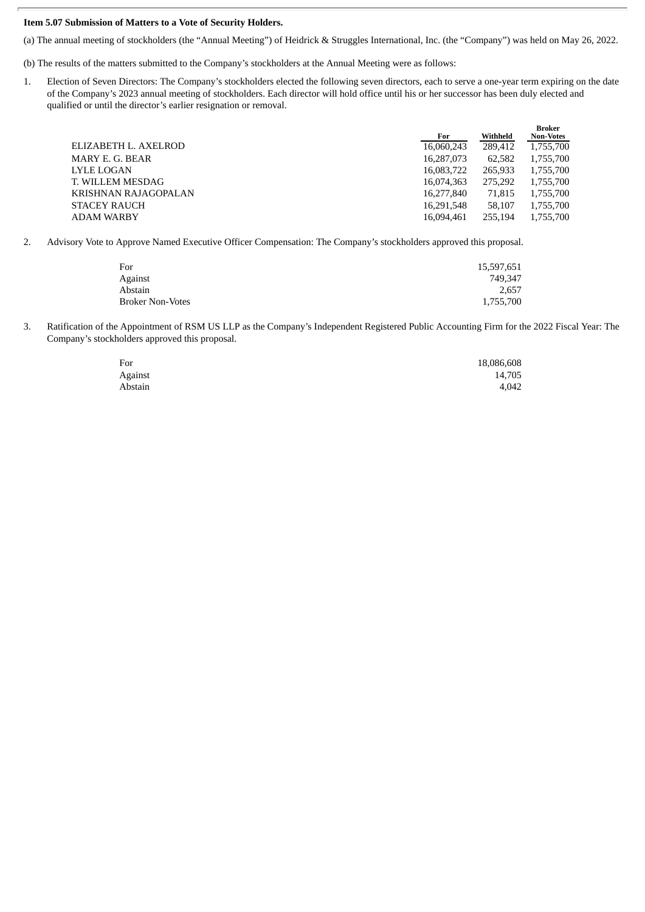**Item 5.07 Submission of Matters to a Vote of Security Holders.**

(a) The annual meeting of stockholders (the "Annual Meeting") of Heidrick & Struggles International, Inc. (the "Company") was held on May 26, 2022.

(b) The results of the matters submitted to the Company's stockholders at the Annual Meeting were as follows:

1. Election of Seven Directors: The Company's stockholders elected the following seven directors, each to serve a one-year term expiring on the date of the Company's 2023 annual meeting of stockholders. Each director will hold office until his or her successor has been duly elected and qualified or until the director's earlier resignation or removal.

| | For | Withheld | Broker Non-Votes |
|---|---|---|---|
| ELIZABETH L. AXELROD | 16,060,243 | 289,412 | 1,755,700 |
| MARY E. G. BEAR | 16,287,073 | 62,582 | 1,755,700 |
| LYLE LOGAN | 16,083,722 | 265,933 | 1,755,700 |
| T. WILLEM MESDAG | 16,074,363 | 275,292 | 1,755,700 |
| KRISHNAN RAJAGOPALAN | 16,277,840 | 71,815 | 1,755,700 |
| STACEY RAUCH | 16,291,548 | 58,107 | 1,755,700 |
| ADAM WARBY | 16,094,461 | 255,194 | 1,755,700 |

2. Advisory Vote to Approve Named Executive Officer Compensation: The Company's stockholders approved this proposal.

| | |
|---|---|
| For | 15,597,651 |
| Against | 749,347 |
| Abstain | 2,657 |
| Broker Non-Votes | 1,755,700 |

3. Ratification of the Appointment of RSM US LLP as the Company's Independent Registered Public Accounting Firm for the 2022 Fiscal Year: The Company's stockholders approved this proposal.

| | |
|---|---|
| For | 18,086,608 |
| Against | 14,705 |
| Abstain | 4,042 |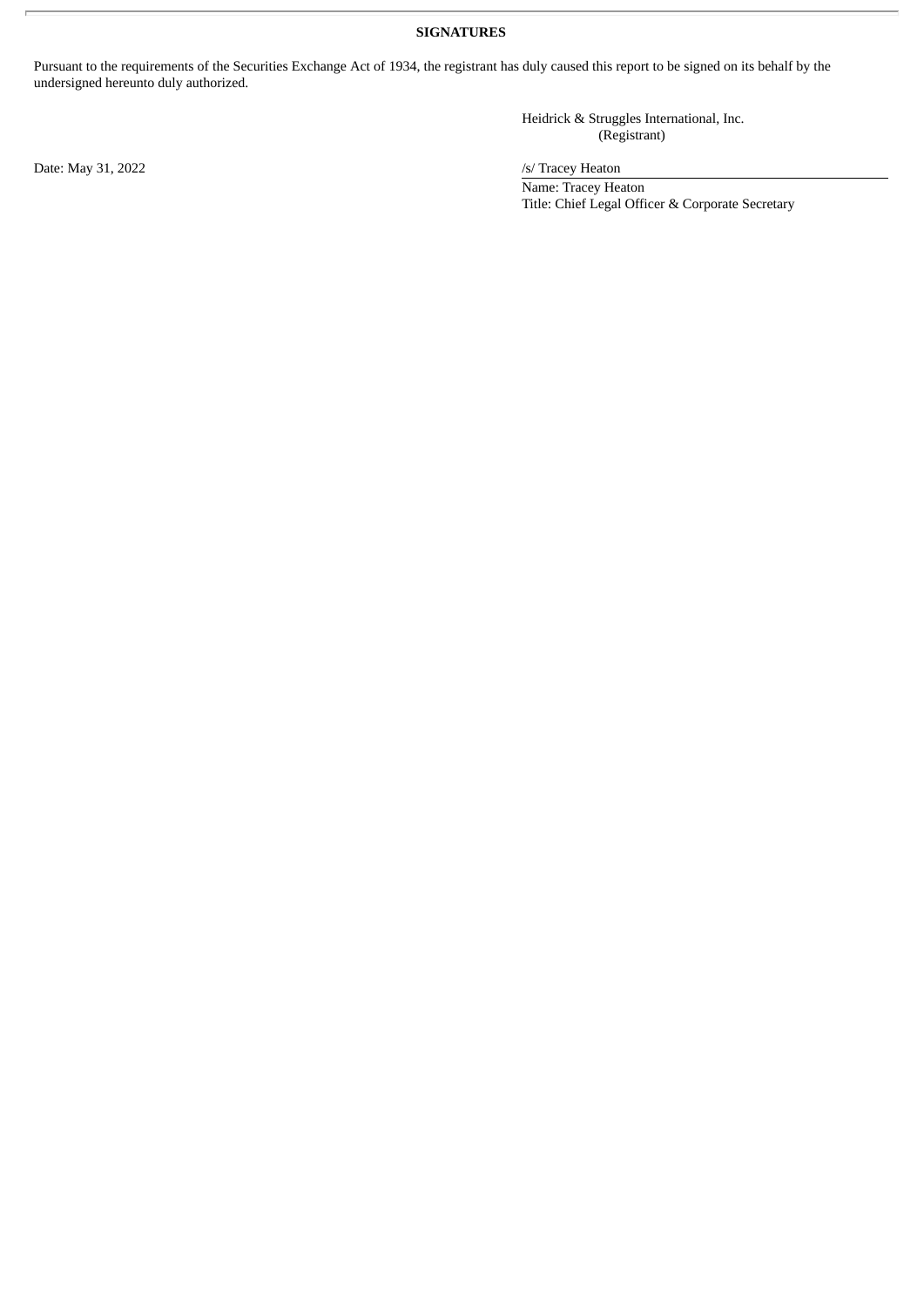**SIGNATURES**

Pursuant to the requirements of the Securities Exchange Act of 1934, the registrant has duly caused this report to be signed on its behalf by the undersigned hereunto duly authorized.

Heidrick & Struggles International, Inc.
(Registrant)

Date: May 31, 2022

/s/ Tracey Heaton

Name: Tracey Heaton
Title: Chief Legal Officer & Corporate Secretary